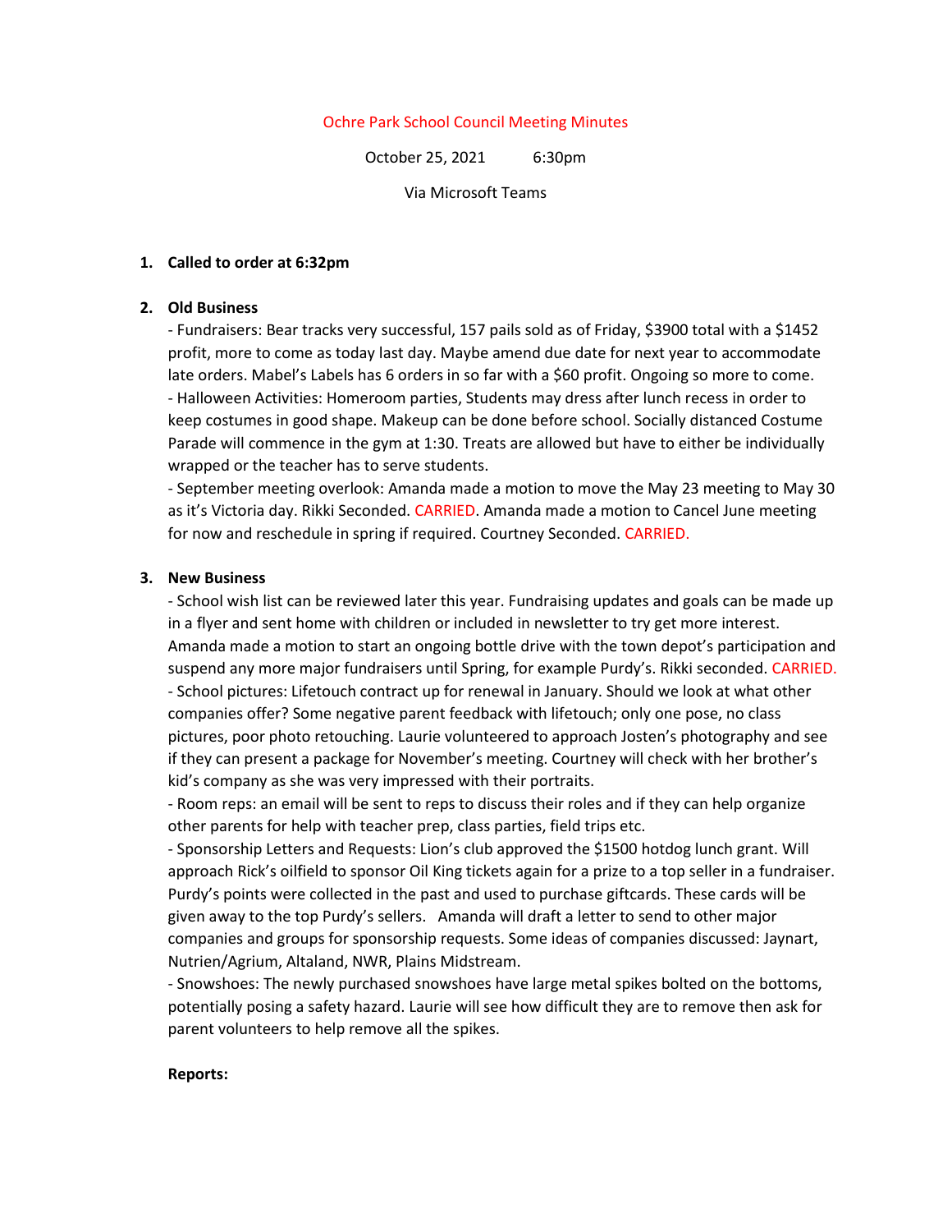# Ochre Park School Council Meeting Minutes

October 25, 2021 6:30pm

Via Microsoft Teams

1. **Called to order at 6:32pm**

2. **Old Business**

   - Fundraisers: Bear tracks very successful, 157 pails sold as of Friday, $3900 total with a $1452 profit, more to come as today last day. Maybe amend due date for next year to accommodate late orders. Mabel's Labels has 6 orders in so far with a $60 profit. Ongoing so more to come.
   - Halloween Activities: Homeroom parties, Students may dress after lunch recess in order to keep costumes in good shape. Makeup can be done before school. Socially distanced Costume Parade will commence in the gym at 1:30. Treats are allowed but have to either be individually wrapped or the teacher has to serve students.
   - September meeting overlook: Amanda made a motion to move the May 23 meeting to May 30 as it's Victoria day. Rikki Seconded. CARRIED. Amanda made a motion to Cancel June meeting for now and reschedule in spring if required. Courtney Seconded. CARRIED.

3. **New Business**

   - School wish list can be reviewed later this year. Fundraising updates and goals can be made up in a flyer and sent home with children or included in newsletter to try get more interest. Amanda made a motion to start an ongoing bottle drive with the town depot's participation and suspend any more major fundraisers until Spring, for example Purdy's. Rikki seconded. CARRIED.
   - School pictures: Lifetouch contract up for renewal in January. Should we look at what other companies offer? Some negative parent feedback with lifetouch; only one pose, no class pictures, poor photo retouching. Laurie volunteered to approach Josten's photography and see if they can present a package for November's meeting. Courtney will check with her brother's kid's company as she was very impressed with their portraits.
   - Room reps: an email will be sent to reps to discuss their roles and if they can help organize other parents for help with teacher prep, class parties, field trips etc.
   - Sponsorship Letters and Requests: Lion's club approved the $1500 hotdog lunch grant. Will approach Rick's oilfield to sponsor Oil King tickets again for a prize to a top seller in a fundraiser. Purdy's points were collected in the past and used to purchase giftcards. These cards will be given away to the top Purdy's sellers. Amanda will draft a letter to send to other major companies and groups for sponsorship requests. Some ideas of companies discussed: Jaynart, Nutrien/Agrium, Altaland, NWR, Plains Midstream.
   - Snowshoes: The newly purchased snowshoes have large metal spikes bolted on the bottoms, potentially posing a safety hazard. Laurie will see how difficult they are to remove then ask for parent volunteers to help remove all the spikes.

   **Reports:**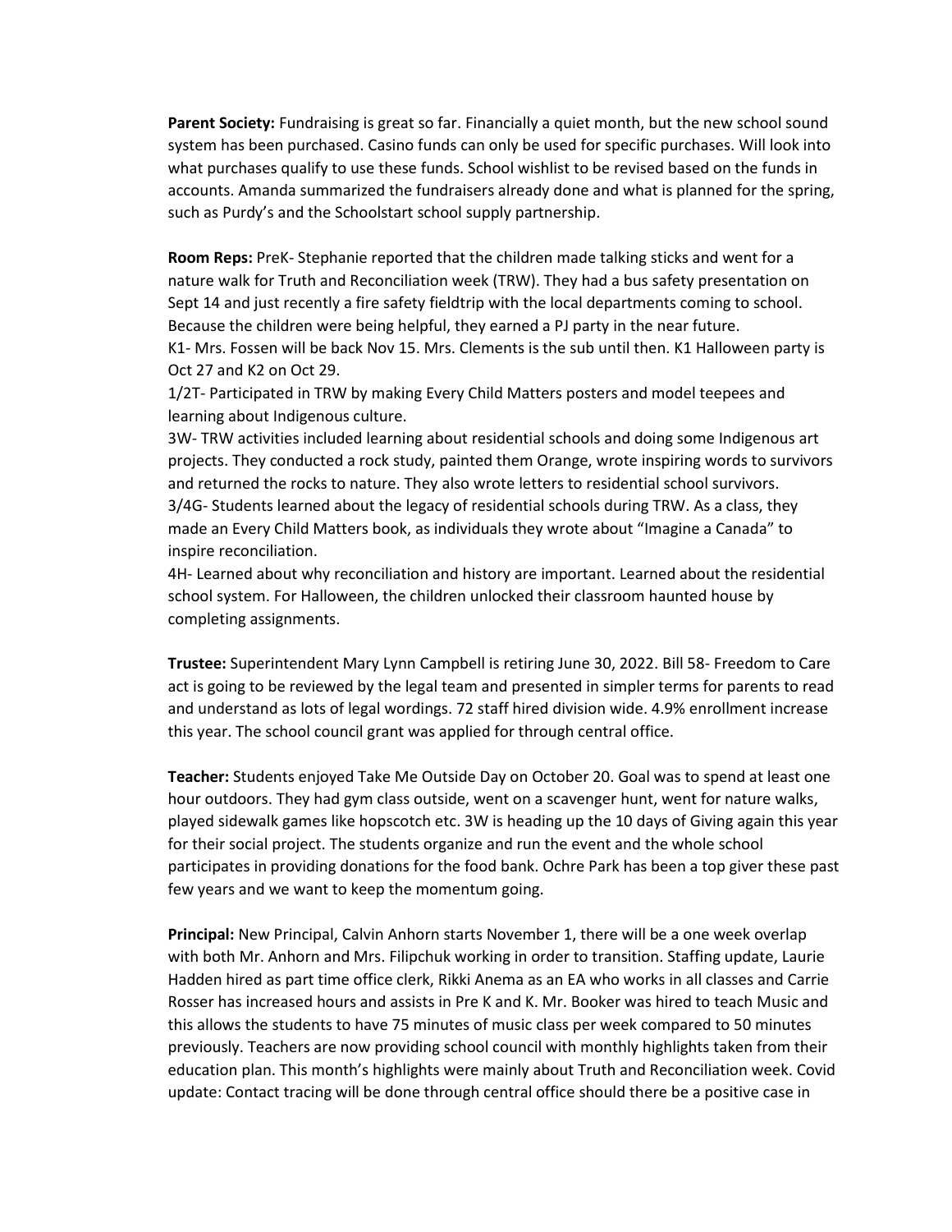**Parent Society:** Fundraising is great so far. Financially a quiet month, but the new school sound system has been purchased. Casino funds can only be used for specific purchases. Will look into what purchases qualify to use these funds. School wishlist to be revised based on the funds in accounts. Amanda summarized the fundraisers already done and what is planned for the spring, such as Purdy's and the Schoolstart school supply partnership.

**Room Reps:** PreK- Stephanie reported that the children made talking sticks and went for a nature walk for Truth and Reconciliation week (TRW). They had a bus safety presentation on Sept 14 and just recently a fire safety fieldtrip with the local departments coming to school. Because the children were being helpful, they earned a PJ party in the near future.
K1- Mrs. Fossen will be back Nov 15. Mrs. Clements is the sub until then. K1 Halloween party is Oct 27 and K2 on Oct 29.
1/2T- Participated in TRW by making Every Child Matters posters and model teepees and learning about Indigenous culture.
3W- TRW activities included learning about residential schools and doing some Indigenous art projects. They conducted a rock study, painted them Orange, wrote inspiring words to survivors and returned the rocks to nature. They also wrote letters to residential school survivors.
3/4G- Students learned about the legacy of residential schools during TRW. As a class, they made an Every Child Matters book, as individuals they wrote about "Imagine a Canada" to inspire reconciliation.
4H- Learned about why reconciliation and history are important. Learned about the residential school system. For Halloween, the children unlocked their classroom haunted house by completing assignments.

**Trustee:** Superintendent Mary Lynn Campbell is retiring June 30, 2022. Bill 58- Freedom to Care act is going to be reviewed by the legal team and presented in simpler terms for parents to read and understand as lots of legal wordings. 72 staff hired division wide. 4.9% enrollment increase this year. The school council grant was applied for through central office.

**Teacher:** Students enjoyed Take Me Outside Day on October 20. Goal was to spend at least one hour outdoors. They had gym class outside, went on a scavenger hunt, went for nature walks, played sidewalk games like hopscotch etc. 3W is heading up the 10 days of Giving again this year for their social project. The students organize and run the event and the whole school participates in providing donations for the food bank. Ochre Park has been a top giver these past few years and we want to keep the momentum going.

**Principal:** New Principal, Calvin Anhorn starts November 1, there will be a one week overlap with both Mr. Anhorn and Mrs. Filipchuk working in order to transition. Staffing update, Laurie Hadden hired as part time office clerk, Rikki Anema as an EA who works in all classes and Carrie Rosser has increased hours and assists in Pre K and K. Mr. Booker was hired to teach Music and this allows the students to have 75 minutes of music class per week compared to 50 minutes previously. Teachers are now providing school council with monthly highlights taken from their education plan. This month's highlights were mainly about Truth and Reconciliation week. Covid update: Contact tracing will be done through central office should there be a positive case in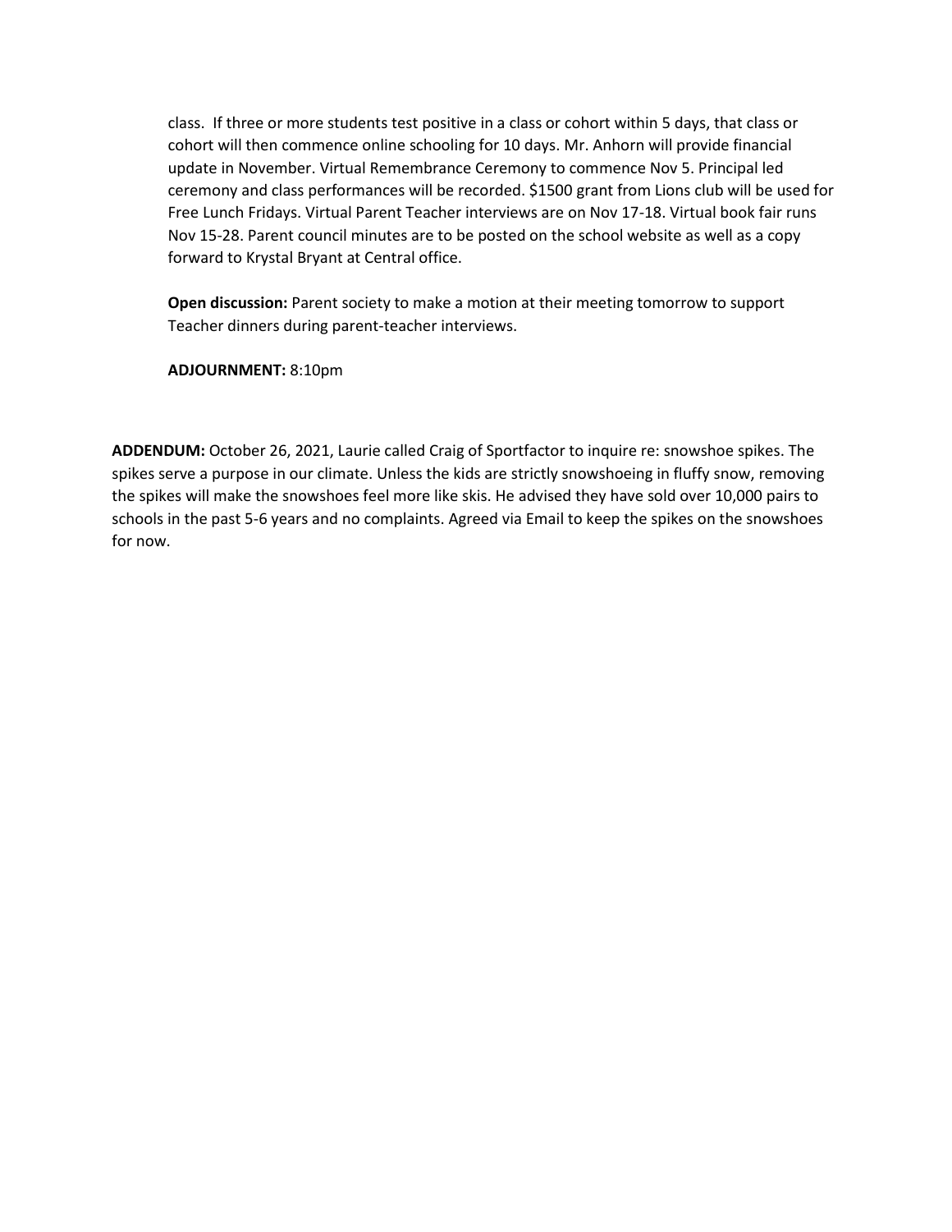class. If three or more students test positive in a class or cohort within 5 days, that class or cohort will then commence online schooling for 10 days. Mr. Anhorn will provide financial update in November. Virtual Remembrance Ceremony to commence Nov 5. Principal led ceremony and class performances will be recorded. $1500 grant from Lions club will be used for Free Lunch Fridays. Virtual Parent Teacher interviews are on Nov 17-18. Virtual book fair runs Nov 15-28. Parent council minutes are to be posted on the school website as well as a copy forward to Krystal Bryant at Central office.

**Open discussion:** Parent society to make a motion at their meeting tomorrow to support Teacher dinners during parent-teacher interviews.

**ADJOURNMENT:** 8:10pm

**ADDENDUM:** October 26, 2021, Laurie called Craig of Sportfactor to inquire re: snowshoe spikes. The spikes serve a purpose in our climate. Unless the kids are strictly snowshoeing in fluffy snow, removing the spikes will make the snowshoes feel more like skis. He advised they have sold over 10,000 pairs to schools in the past 5-6 years and no complaints. Agreed via Email to keep the spikes on the snowshoes for now.